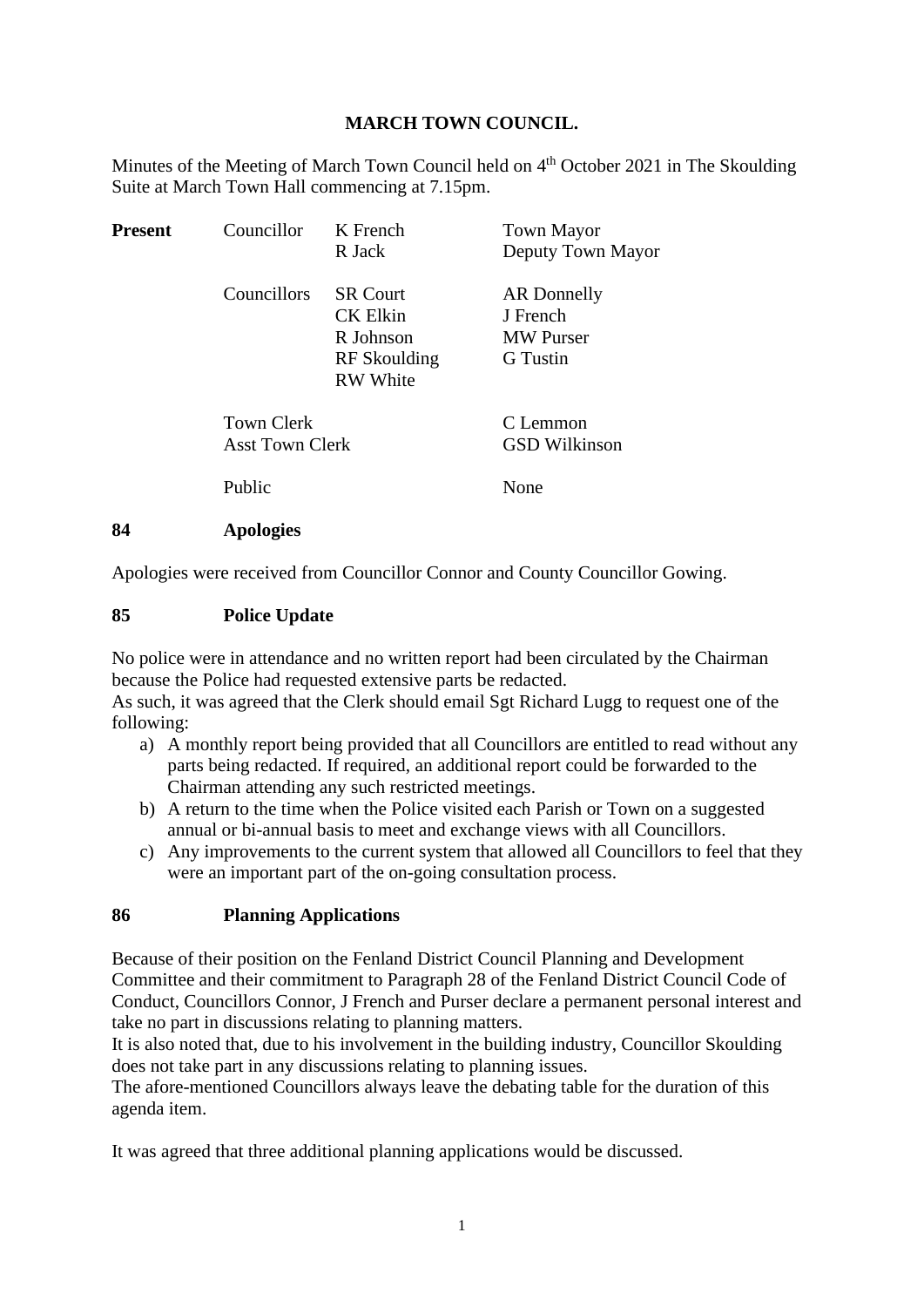# MARCH TOWN COUNCIL.

Minutes of the Meeting of March Town Council held on 4th October 2021 in The Skoulding Suite at March Town Hall commencing at 7.15pm.

| **Present** | | | |
|---|---|---|---|
| | Councillor | K French | Town Mayor |
| | | R Jack | Deputy Town Mayor |
| | Councillors | SR Court | AR Donnelly |
| | | CK Elkin | J French |
| | | R Johnson | MW Purser |
| | | RF Skoulding | G Tustin |
| | | RW White | |
| | Town Clerk | | C Lemmon |
| | Asst Town Clerk | | GSD Wilkinson |
| | Public | | None |

## 84 Apologies

Apologies were received from Councillor Connor and County Councillor Gowing.

## 85 Police Update

No police were in attendance and no written report had been circulated by the Chairman because the Police had requested extensive parts be redacted.
As such, it was agreed that the Clerk should email Sgt Richard Lugg to request one of the following:

a) A monthly report being provided that all Councillors are entitled to read without any parts being redacted. If required, an additional report could be forwarded to the Chairman attending any such restricted meetings.
b) A return to the time when the Police visited each Parish or Town on a suggested annual or bi-annual basis to meet and exchange views with all Councillors.
c) Any improvements to the current system that allowed all Councillors to feel that they were an important part of the on-going consultation process.

## 86 Planning Applications

Because of their position on the Fenland District Council Planning and Development Committee and their commitment to Paragraph 28 of the Fenland District Council Code of Conduct, Councillors Connor, J French and Purser declare a permanent personal interest and take no part in discussions relating to planning matters.
It is also noted that, due to his involvement in the building industry, Councillor Skoulding does not take part in any discussions relating to planning issues.
The afore-mentioned Councillors always leave the debating table for the duration of this agenda item.

It was agreed that three additional planning applications would be discussed.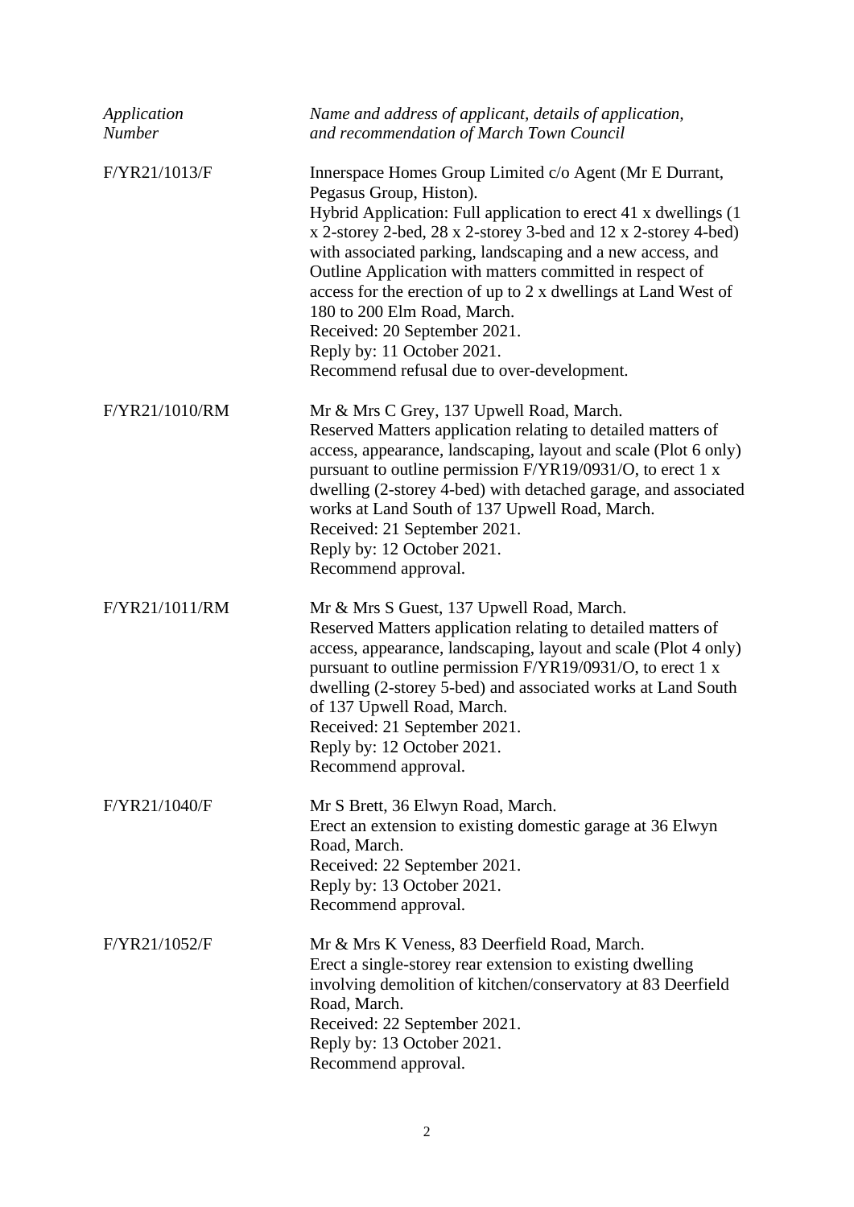| *Application Number* | *Name and address of applicant, details of application, and recommendation of March Town Council* |
|---|---|
| F/YR21/1013/F | Innerspace Homes Group Limited c/o Agent (Mr E Durrant, Pegasus Group, Histon).<br>Hybrid Application: Full application to erect 41 x dwellings (1 x 2-storey 2-bed, 28 x 2-storey 3-bed and 12 x 2-storey 4-bed) with associated parking, landscaping and a new access, and Outline Application with matters committed in respect of access for the erection of up to 2 x dwellings at Land West of 180 to 200 Elm Road, March.<br>Received: 20 September 2021.<br>Reply by: 11 October 2021.<br>Recommend refusal due to over-development. |
| F/YR21/1010/RM | Mr & Mrs C Grey, 137 Upwell Road, March.<br>Reserved Matters application relating to detailed matters of access, appearance, landscaping, layout and scale (Plot 6 only) pursuant to outline permission F/YR19/0931/O, to erect 1 x dwelling (2-storey 4-bed) with detached garage, and associated works at Land South of 137 Upwell Road, March.<br>Received: 21 September 2021.<br>Reply by: 12 October 2021.<br>Recommend approval. |
| F/YR21/1011/RM | Mr & Mrs S Guest, 137 Upwell Road, March.<br>Reserved Matters application relating to detailed matters of access, appearance, landscaping, layout and scale (Plot 4 only) pursuant to outline permission F/YR19/0931/O, to erect 1 x dwelling (2-storey 5-bed) and associated works at Land South of 137 Upwell Road, March.<br>Received: 21 September 2021.<br>Reply by: 12 October 2021.<br>Recommend approval. |
| F/YR21/1040/F | Mr S Brett, 36 Elwyn Road, March.<br>Erect an extension to existing domestic garage at 36 Elwyn Road, March.<br>Received: 22 September 2021.<br>Reply by: 13 October 2021.<br>Recommend approval. |
| F/YR21/1052/F | Mr & Mrs K Veness, 83 Deerfield Road, March.<br>Erect a single-storey rear extension to existing dwelling involving demolition of kitchen/conservatory at 83 Deerfield Road, March.<br>Received: 22 September 2021.<br>Reply by: 13 October 2021.<br>Recommend approval. |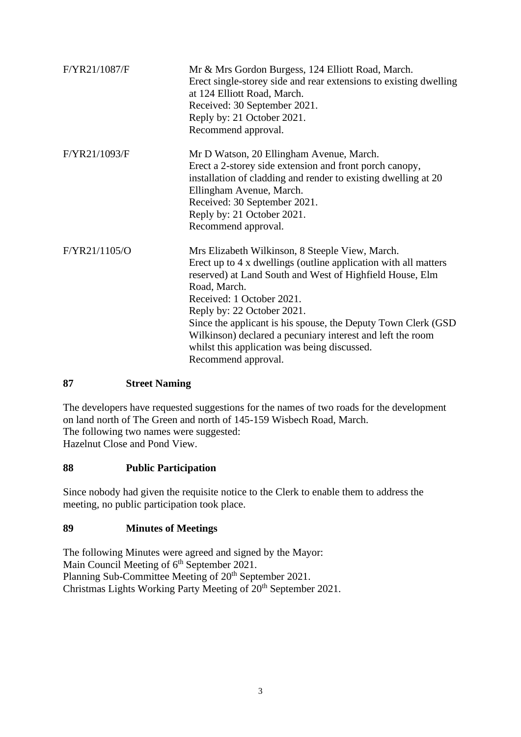| | |
|---|---|
| F/YR21/1087/F | Mr & Mrs Gordon Burgess, 124 Elliott Road, March.<br>Erect single-storey side and rear extensions to existing dwelling at 124 Elliott Road, March.<br>Received: 30 September 2021.<br>Reply by: 21 October 2021.<br>Recommend approval. |
| F/YR21/1093/F | Mr D Watson, 20 Ellingham Avenue, March.<br>Erect a 2-storey side extension and front porch canopy, installation of cladding and render to existing dwelling at 20 Ellingham Avenue, March.<br>Received: 30 September 2021.<br>Reply by: 21 October 2021.<br>Recommend approval. |
| F/YR21/1105/O | Mrs Elizabeth Wilkinson, 8 Steeple View, March.<br>Erect up to 4 x dwellings (outline application with all matters reserved) at Land South and West of Highfield House, Elm Road, March.<br>Received: 1 October 2021.<br>Reply by: 22 October 2021.<br>Since the applicant is his spouse, the Deputy Town Clerk (GSD Wilkinson) declared a pecuniary interest and left the room whilst this application was being discussed.<br>Recommend approval. |

## 87 Street Naming

The developers have requested suggestions for the names of two roads for the development on land north of The Green and north of 145-159 Wisbech Road, March.
The following two names were suggested:
Hazelnut Close and Pond View.

## 88 Public Participation

Since nobody had given the requisite notice to the Clerk to enable them to address the meeting, no public participation took place.

## 89 Minutes of Meetings

The following Minutes were agreed and signed by the Mayor:
Main Council Meeting of 6th September 2021.
Planning Sub-Committee Meeting of 20th September 2021.
Christmas Lights Working Party Meeting of 20th September 2021.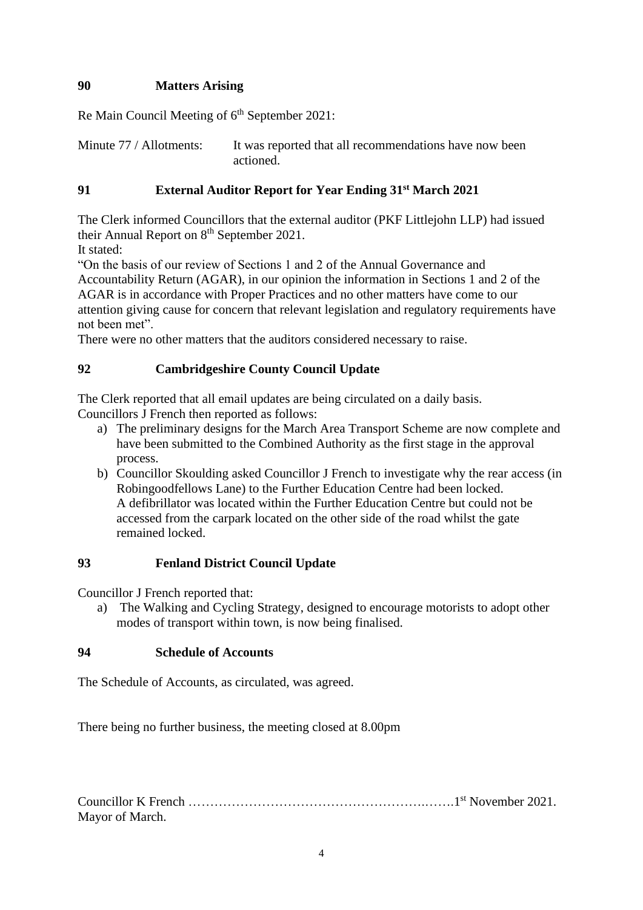## 90 Matters Arising

Re Main Council Meeting of 6th September 2021:

Minute 77 / Allotments: It was reported that all recommendations have now been actioned.

## 91 External Auditor Report for Year Ending 31st March 2021

The Clerk informed Councillors that the external auditor (PKF Littlejohn LLP) had issued their Annual Report on 8th September 2021.
It stated:
"On the basis of our review of Sections 1 and 2 of the Annual Governance and Accountability Return (AGAR), in our opinion the information in Sections 1 and 2 of the AGAR is in accordance with Proper Practices and no other matters have come to our attention giving cause for concern that relevant legislation and regulatory requirements have not been met".
There were no other matters that the auditors considered necessary to raise.

## 92 Cambridgeshire County Council Update

The Clerk reported that all email updates are being circulated on a daily basis.
Councillors J French then reported as follows:

a) The preliminary designs for the March Area Transport Scheme are now complete and have been submitted to the Combined Authority as the first stage in the approval process.
b) Councillor Skoulding asked Councillor J French to investigate why the rear access (in Robingoodfellows Lane) to the Further Education Centre had been locked.
A defibrillator was located within the Further Education Centre but could not be accessed from the carpark located on the other side of the road whilst the gate remained locked.

## 93 Fenland District Council Update

Councillor J French reported that:

a) The Walking and Cycling Strategy, designed to encourage motorists to adopt other modes of transport within town, is now being finalised.

## 94 Schedule of Accounts

The Schedule of Accounts, as circulated, was agreed.

There being no further business, the meeting closed at 8.00pm

Councillor K French ……………………………………………….…….1st November 2021.
Mayor of March.